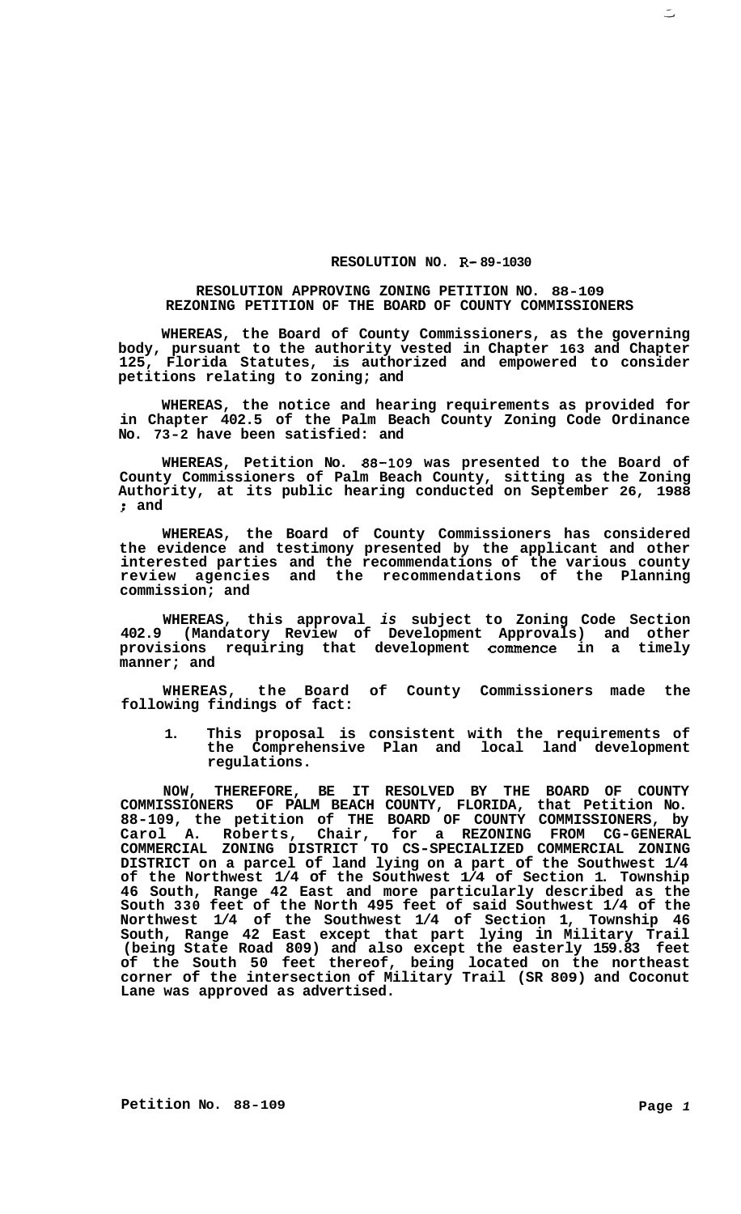**RESOLUTION NO. R-89-1030**

**RESOLUTION APPROVING ZONING PETITION NO. 88-109**
**REZONING PETITION OF THE BOARD OF COUNTY COMMISSIONERS**

**WHEREAS, the Board of County Commissioners, as the governing body, pursuant to the authority vested in Chapter 163 and Chapter 125, Florida Statutes, is authorized and empowered to consider petitions relating to zoning; and**

**WHEREAS, the notice and hearing requirements as provided for in Chapter 402.5 of the Palm Beach County Zoning Code Ordinance No. 73-2 have been satisfied: and**

**WHEREAS, Petition No. 88-109 was presented to the Board of County Commissioners of Palm Beach County, sitting as the Zoning Authority, at its public hearing conducted on September 26, 1988 ; and**

**WHEREAS, the Board of County Commissioners has considered the evidence and testimony presented by the applicant and other interested parties and the recommendations of the various county review agencies and the recommendations of the Planning commission; and**

**WHEREAS, this approval *is* subject to Zoning Code Section 402.9 (Mandatory Review of Development Approvals) and other provisions requiring that development commence in a timely manner; and**

**WHEREAS, the Board of County Commissioners made the following findings of fact:**

1. **This proposal is consistent with the requirements of the Comprehensive Plan and local land development regulations.**

**NOW, THEREFORE, BE IT RESOLVED BY THE BOARD OF COUNTY COMMISSIONERS OF PALM BEACH COUNTY, FLORIDA, that Petition No. 88-109, the petition of THE BOARD OF COUNTY COMMISSIONERS, by Carol A. Roberts, Chair, for a REZONING FROM CG-GENERAL COMMERCIAL ZONING DISTRICT TO CS-SPECIALIZED COMMERCIAL ZONING DISTRICT on a parcel of land lying on a part of the Southwest 1/4 of the Northwest 1/4 of the Southwest 1/4 of Section 1. Township 46 South, Range 42 East and more particularly described as the South 330 feet of the North 495 feet of said Southwest 1/4 of the Northwest 1/4 of the Southwest 1/4 of Section 1, Township 46 South, Range 42 East except that part lying in Military Trail (being State Road 809) and also except the easterly 159.83 feet of the South 50 feet thereof, being located on the northeast corner of the intersection of Military Trail (SR 809) and Coconut Lane was approved as advertised.**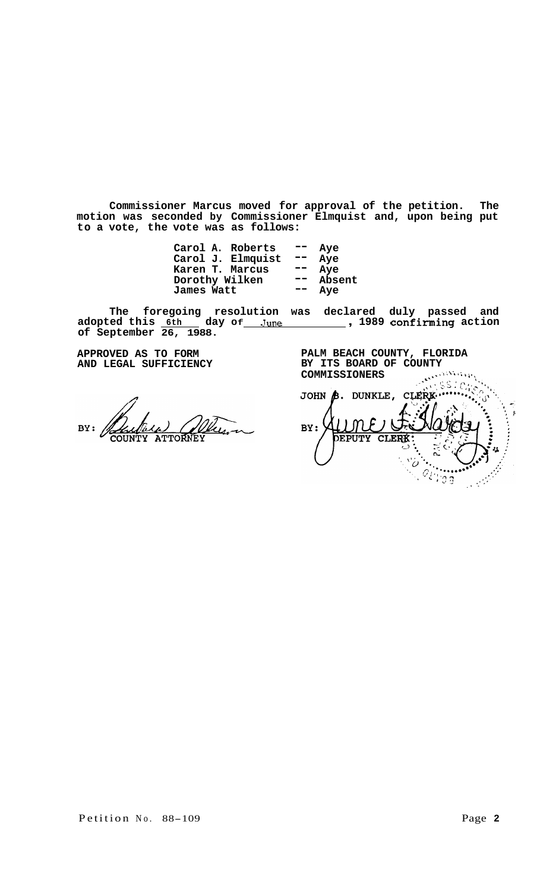Commissioner Marcus moved for approval of the petition. The motion was seconded by Commissioner Elmquist and, upon being put to a vote, the vote was as follows:

| | | |
|---|---|---|
| Carol A. Roberts | -- | Aye |
| Carol J. Elmquist | -- | Aye |
| Karen T. Marcus | -- | Aye |
| Dorothy Wilken | -- | Absent |
| James Watt | -- | Aye |

The foregoing resolution was declared duly passed and adopted this 6th day of June, 1989 confirming action of September 26, 1988.

APPROVED AS TO FORM AND LEGAL SUFFICIENCY

BY: COUNTY ATTORNEY

PALM BEACH COUNTY, FLORIDA BY ITS BOARD OF COUNTY COMMISSIONERS

JOHN B. DUNKLE, CLERK

BY: DEPUTY CLERK

Petition No. 88-109